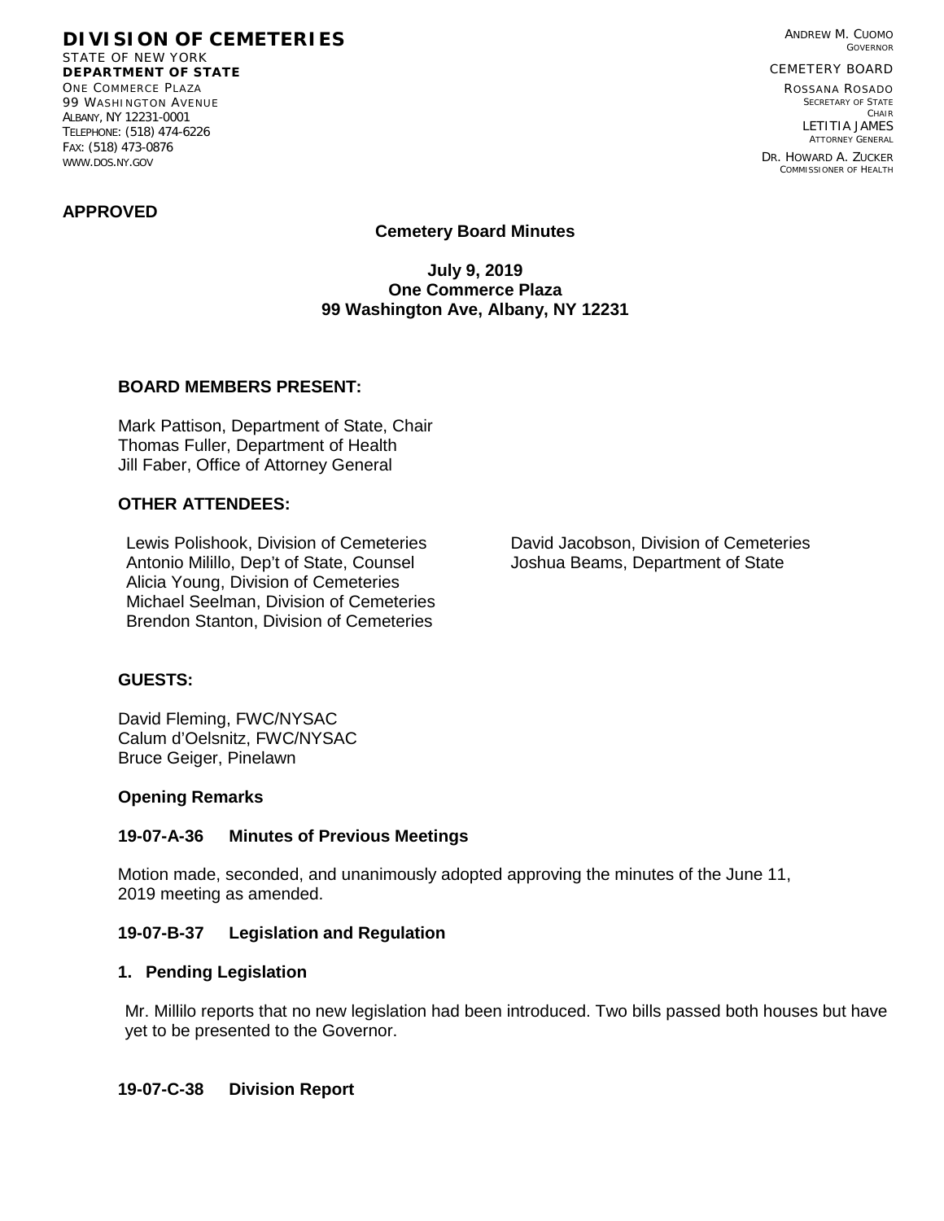**DIVISION OF CEMETERIES**
STATE OF NEW YORK
**DEPARTMENT OF STATE**
ONE COMMERCE PLAZA
99 WASHINGTON AVENUE
ALBANY, NY 12231-0001
TELEPHONE: (518) 474-6226
FAX: (518) 473-0876
WWW.DOS.NY.GOV

ANDREW M. CUOMO
GOVERNOR

CEMETERY BOARD

ROSSANA ROSADO
SECRETARY OF STATE
CHAIR
LETITIA JAMES
ATTORNEY GENERAL
DR. HOWARD A. ZUCKER
COMMISSIONER OF HEALTH

**APPROVED**

**Cemetery Board Minutes**

**July 9, 2019**
**One Commerce Plaza**
**99 Washington Ave, Albany, NY 12231**

**BOARD MEMBERS PRESENT:**

Mark Pattison, Department of State, Chair
Thomas Fuller, Department of Health
Jill Faber, Office of Attorney General

**OTHER ATTENDEES:**

Lewis Polishook, Division of Cemeteries
Antonio Milillo, Dep't of State, Counsel
Alicia Young, Division of Cemeteries
Michael Seelman, Division of Cemeteries
Brendon Stanton, Division of Cemeteries
David Jacobson, Division of Cemeteries
Joshua Beams, Department of State

**GUESTS:**

David Fleming, FWC/NYSAC
Calum d'Oelsnitz, FWC/NYSAC
Bruce Geiger, Pinelawn

**Opening Remarks**

**19-07-A-36 Minutes of Previous Meetings**

Motion made, seconded, and unanimously adopted approving the minutes of the June 11, 2019 meeting as amended.

**19-07-B-37 Legislation and Regulation**

**1. Pending Legislation**

Mr. Millilo reports that no new legislation had been introduced. Two bills passed both houses but have yet to be presented to the Governor.

**19-07-C-38 Division Report**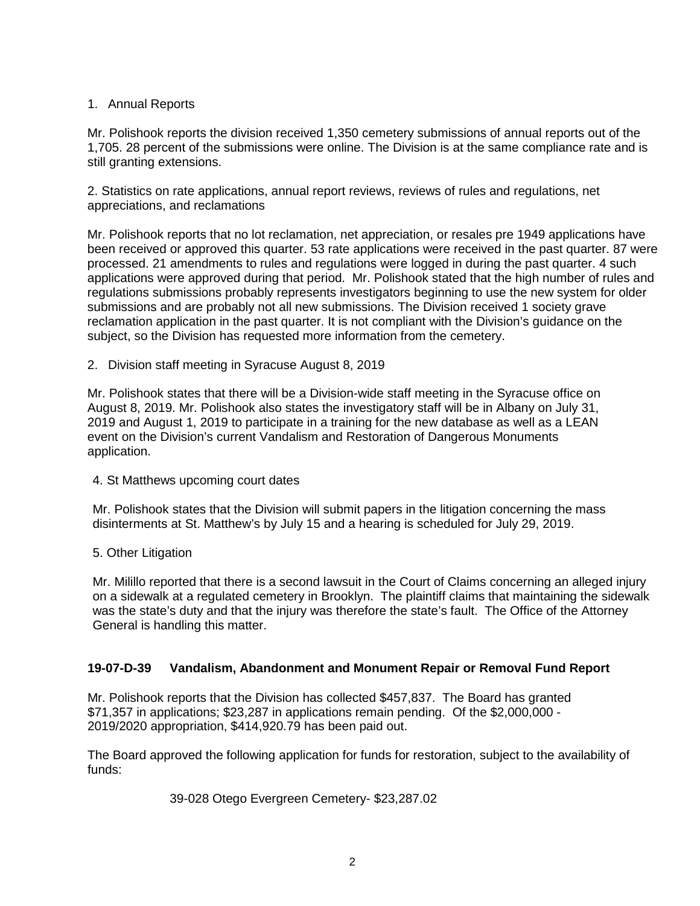1. Annual Reports

Mr. Polishook reports the division received 1,350 cemetery submissions of annual reports out of the 1,705. 28 percent of the submissions were online. The Division is at the same compliance rate and is still granting extensions.

2. Statistics on rate applications, annual report reviews, reviews of rules and regulations, net appreciations, and reclamations

Mr. Polishook reports that no lot reclamation, net appreciation, or resales pre 1949 applications have been received or approved this quarter. 53 rate applications were received in the past quarter. 87 were processed. 21 amendments to rules and regulations were logged in during the past quarter. 4 such applications were approved during that period. Mr. Polishook stated that the high number of rules and regulations submissions probably represents investigators beginning to use the new system for older submissions and are probably not all new submissions. The Division received 1 society grave reclamation application in the past quarter. It is not compliant with the Division's guidance on the subject, so the Division has requested more information from the cemetery.

2. Division staff meeting in Syracuse August 8, 2019

Mr. Polishook states that there will be a Division-wide staff meeting in the Syracuse office on August 8, 2019. Mr. Polishook also states the investigatory staff will be in Albany on July 31, 2019 and August 1, 2019 to participate in a training for the new database as well as a LEAN event on the Division's current Vandalism and Restoration of Dangerous Monuments application.

4. St Matthews upcoming court dates

Mr. Polishook states that the Division will submit papers in the litigation concerning the mass disinterments at St. Matthew's by July 15 and a hearing is scheduled for July 29, 2019.

5. Other Litigation

Mr. Milillo reported that there is a second lawsuit in the Court of Claims concerning an alleged injury on a sidewalk at a regulated cemetery in Brooklyn. The plaintiff claims that maintaining the sidewalk was the state's duty and that the injury was therefore the state's fault. The Office of the Attorney General is handling this matter.

**19-07-D-39 Vandalism, Abandonment and Monument Repair or Removal Fund Report**

Mr. Polishook reports that the Division has collected $457,837. The Board has granted $71,357 in applications; $23,287 in applications remain pending. Of the $2,000,000 - 2019/2020 appropriation, $414,920.79 has been paid out.

The Board approved the following application for funds for restoration, subject to the availability of funds:

39-028 Otego Evergreen Cemetery- $23,287.02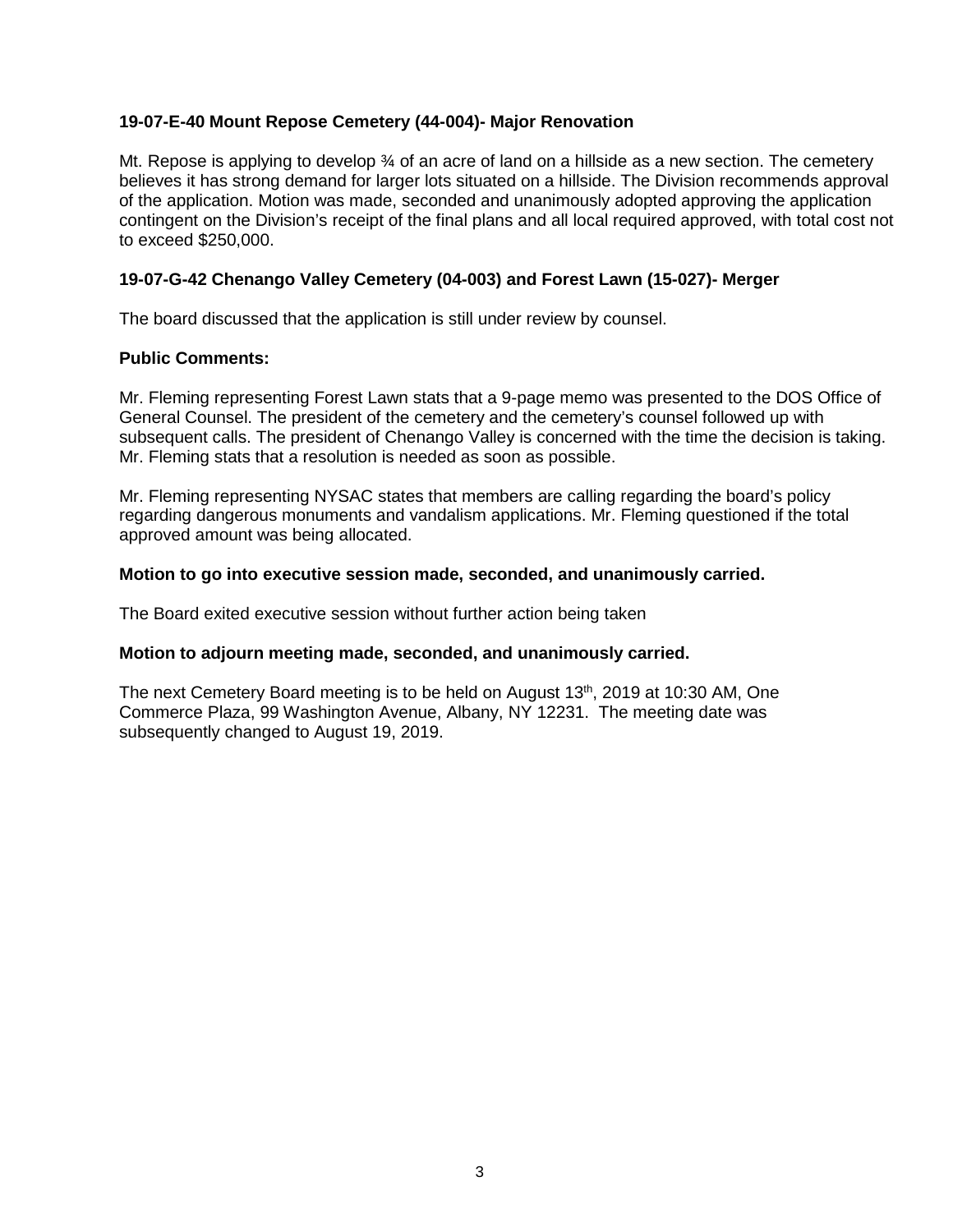**19-07-E-40 Mount Repose Cemetery (44-004)- Major Renovation**

Mt. Repose is applying to develop ¾ of an acre of land on a hillside as a new section. The cemetery believes it has strong demand for larger lots situated on a hillside. The Division recommends approval of the application. Motion was made, seconded and unanimously adopted approving the application contingent on the Division's receipt of the final plans and all local required approved, with total cost not to exceed $250,000.

**19-07-G-42 Chenango Valley Cemetery (04-003) and Forest Lawn (15-027)- Merger**

The board discussed that the application is still under review by counsel.

**Public Comments:**

Mr. Fleming representing Forest Lawn stats that a 9-page memo was presented to the DOS Office of General Counsel. The president of the cemetery and the cemetery's counsel followed up with subsequent calls. The president of Chenango Valley is concerned with the time the decision is taking. Mr. Fleming stats that a resolution is needed as soon as possible.

Mr. Fleming representing NYSAC states that members are calling regarding the board's policy regarding dangerous monuments and vandalism applications. Mr. Fleming questioned if the total approved amount was being allocated.

**Motion to go into executive session made, seconded, and unanimously carried.**

The Board exited executive session without further action being taken

**Motion to adjourn meeting made, seconded, and unanimously carried.**

The next Cemetery Board meeting is to be held on August 13th, 2019 at 10:30 AM, One Commerce Plaza, 99 Washington Avenue, Albany, NY 12231. The meeting date was subsequently changed to August 19, 2019.